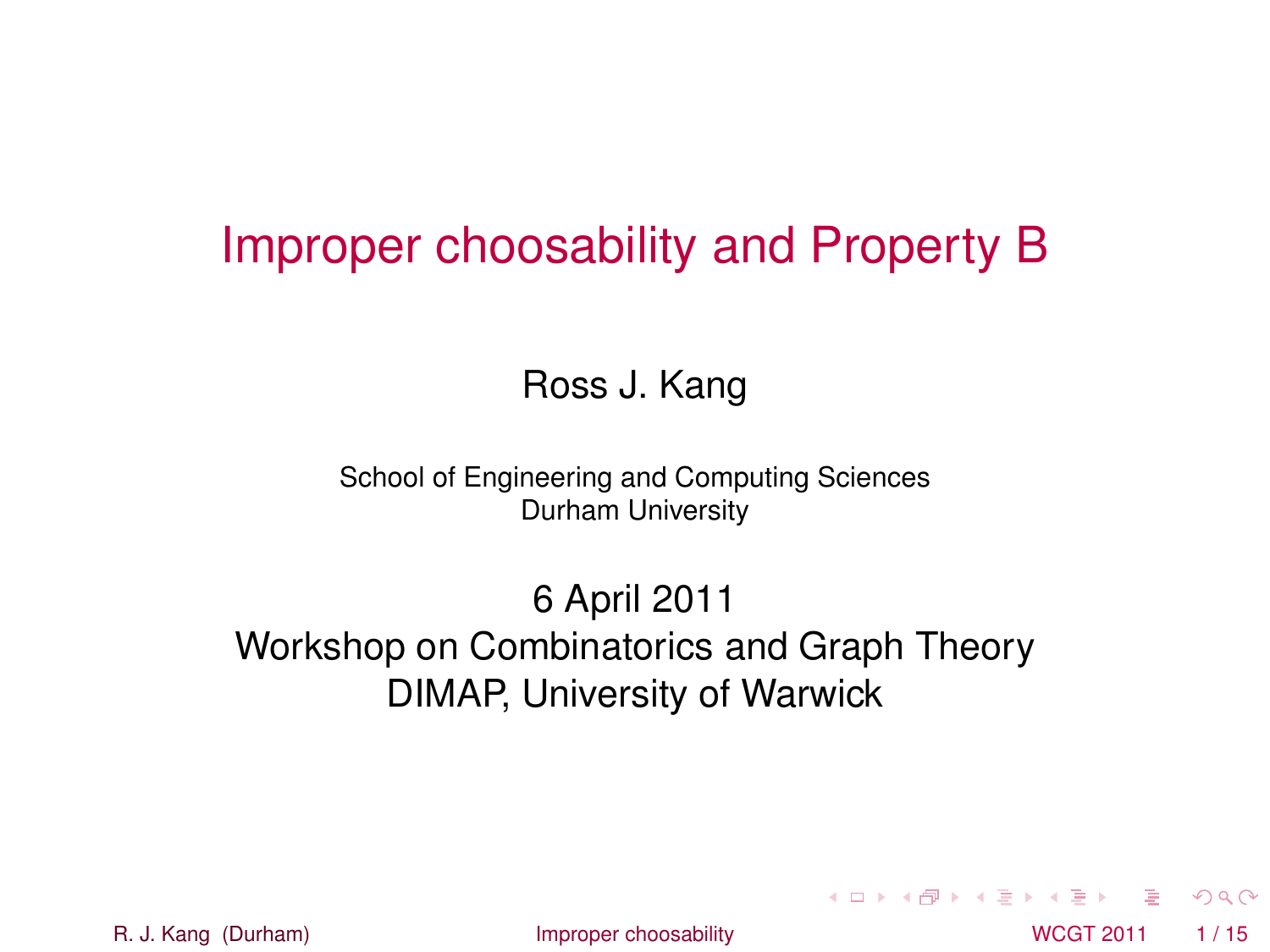# Improper choosability and Property B

Ross J. Kang

School of Engineering and Computing Sciences
Durham University

6 April 2011
Workshop on Combinatorics and Graph Theory
DIMAP, University of Warwick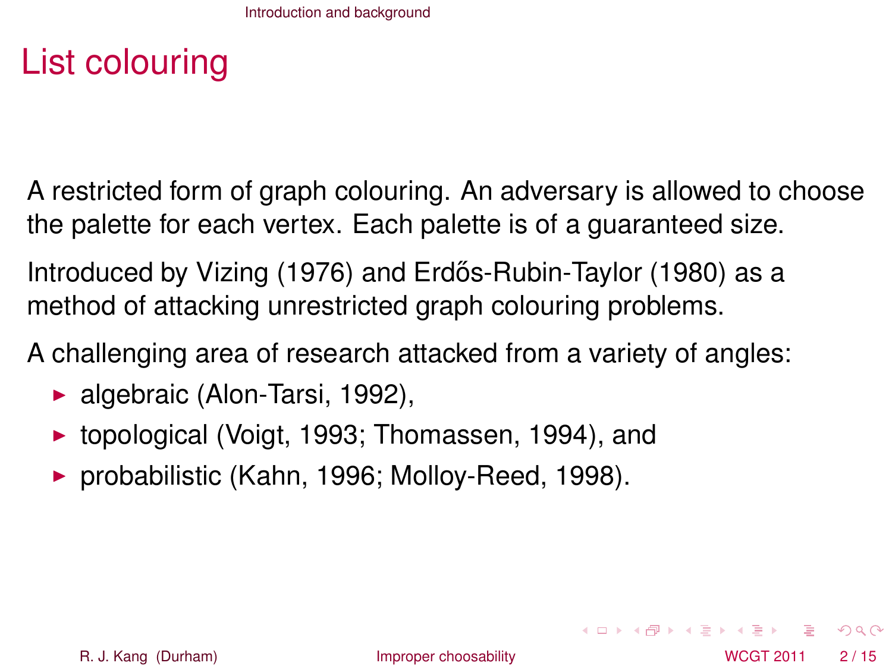# List colouring

A restricted form of graph colouring. An adversary is allowed to choose the palette for each vertex. Each palette is of a guaranteed size.

Introduced by Vizing (1976) and Erdős-Rubin-Taylor (1980) as a method of attacking unrestricted graph colouring problems.

A challenging area of research attacked from a variety of angles:

- algebraic (Alon-Tarsi, 1992),
- topological (Voigt, 1993; Thomassen, 1994), and
- probabilistic (Kahn, 1996; Molloy-Reed, 1998).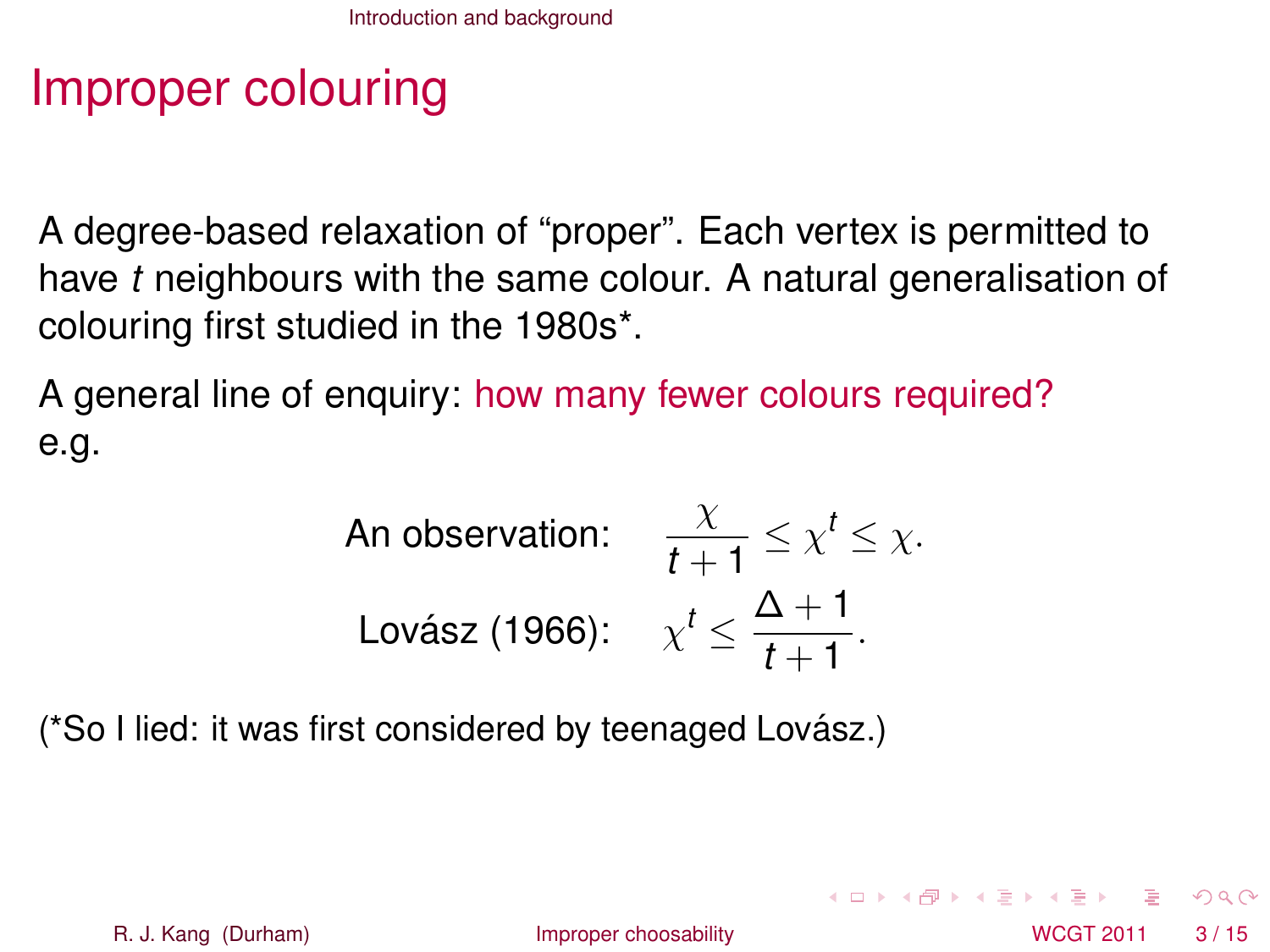# Improper colouring

A degree-based relaxation of “proper”. Each vertex is permitted to have $t$ neighbours with the same colour. A natural generalisation of colouring first studied in the 1980s*.

A general line of enquiry: how many fewer colours required? e.g.

An observation: $$\frac{\chi}{t+1} \le \chi^t \le \chi.$$

Lovász (1966): $$\chi^t \le \frac{\Delta + 1}{t+1}.$$

(*So I lied: it was first considered by teenaged Lovász.)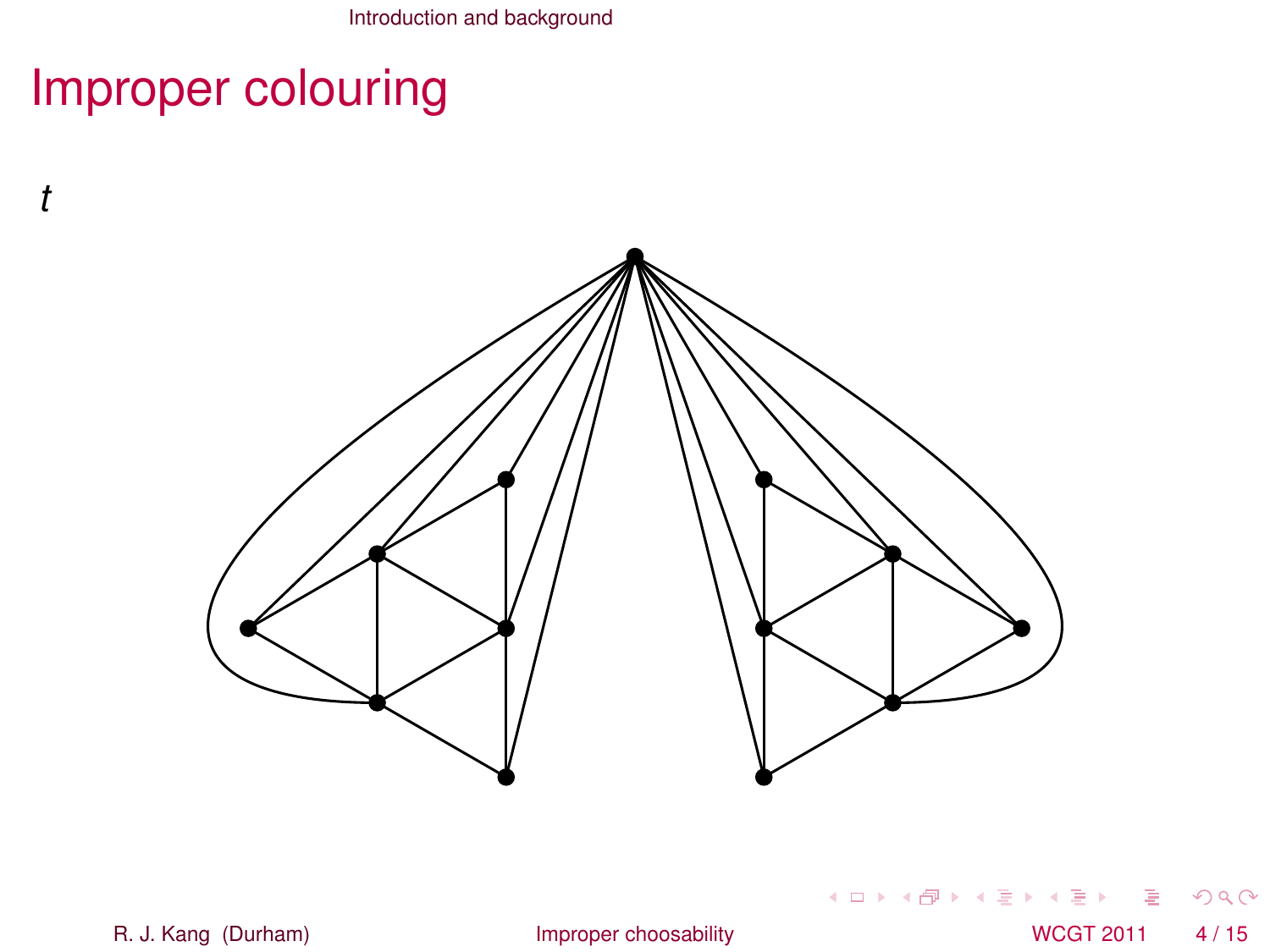# Improper colouring

*t*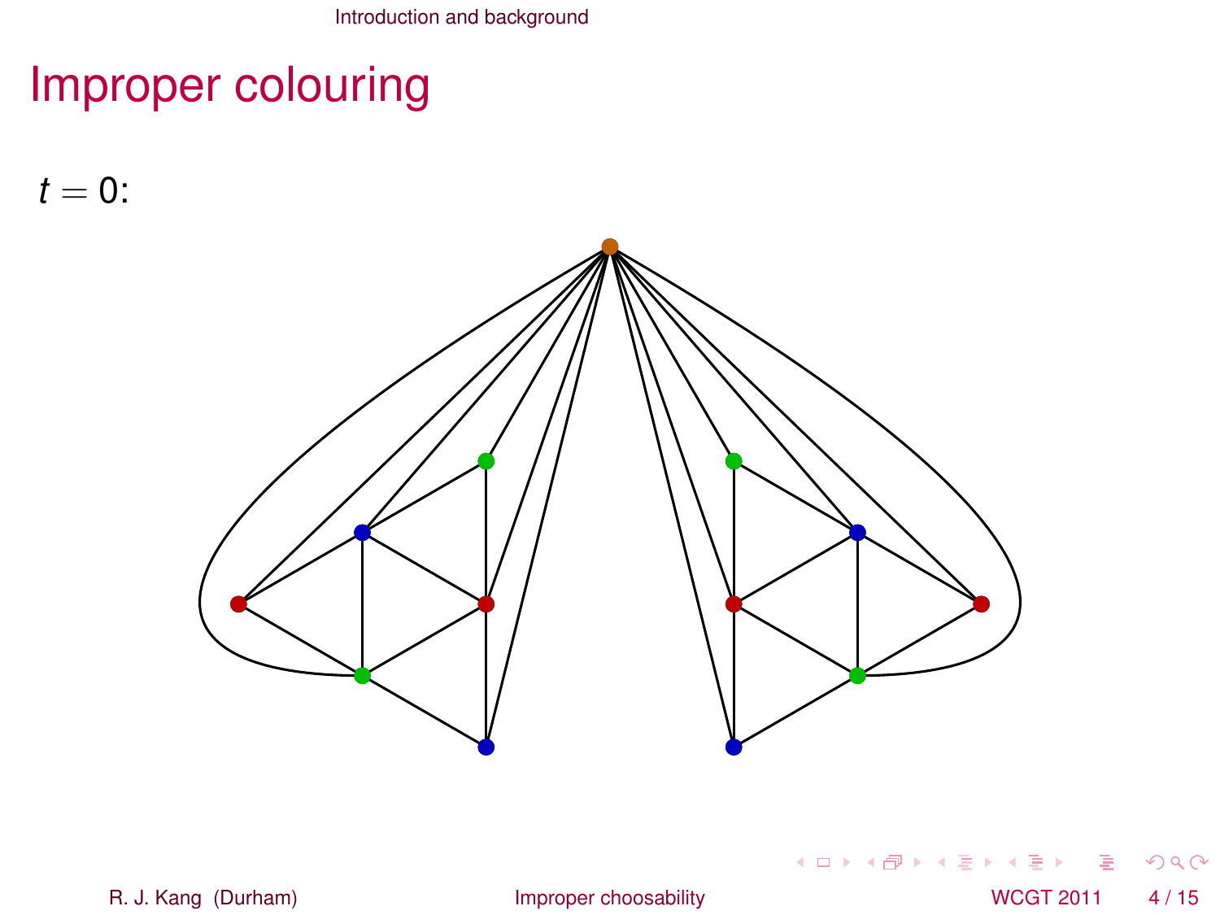# Improper colouring

$t = 0$: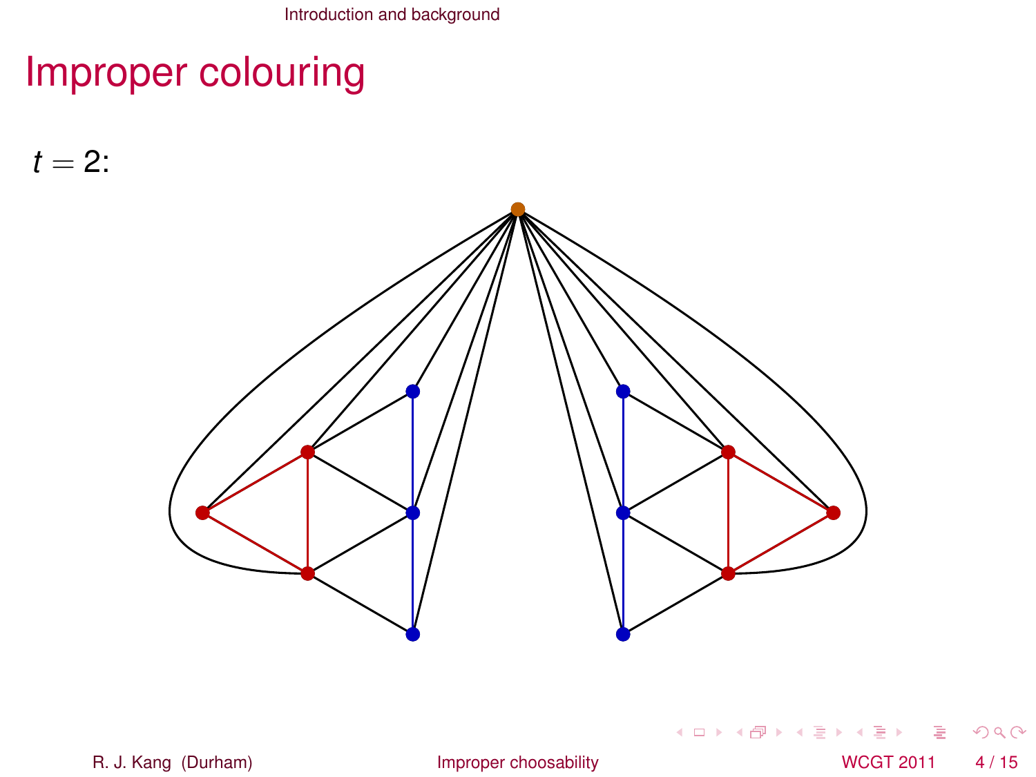# Improper colouring

$t = 2$: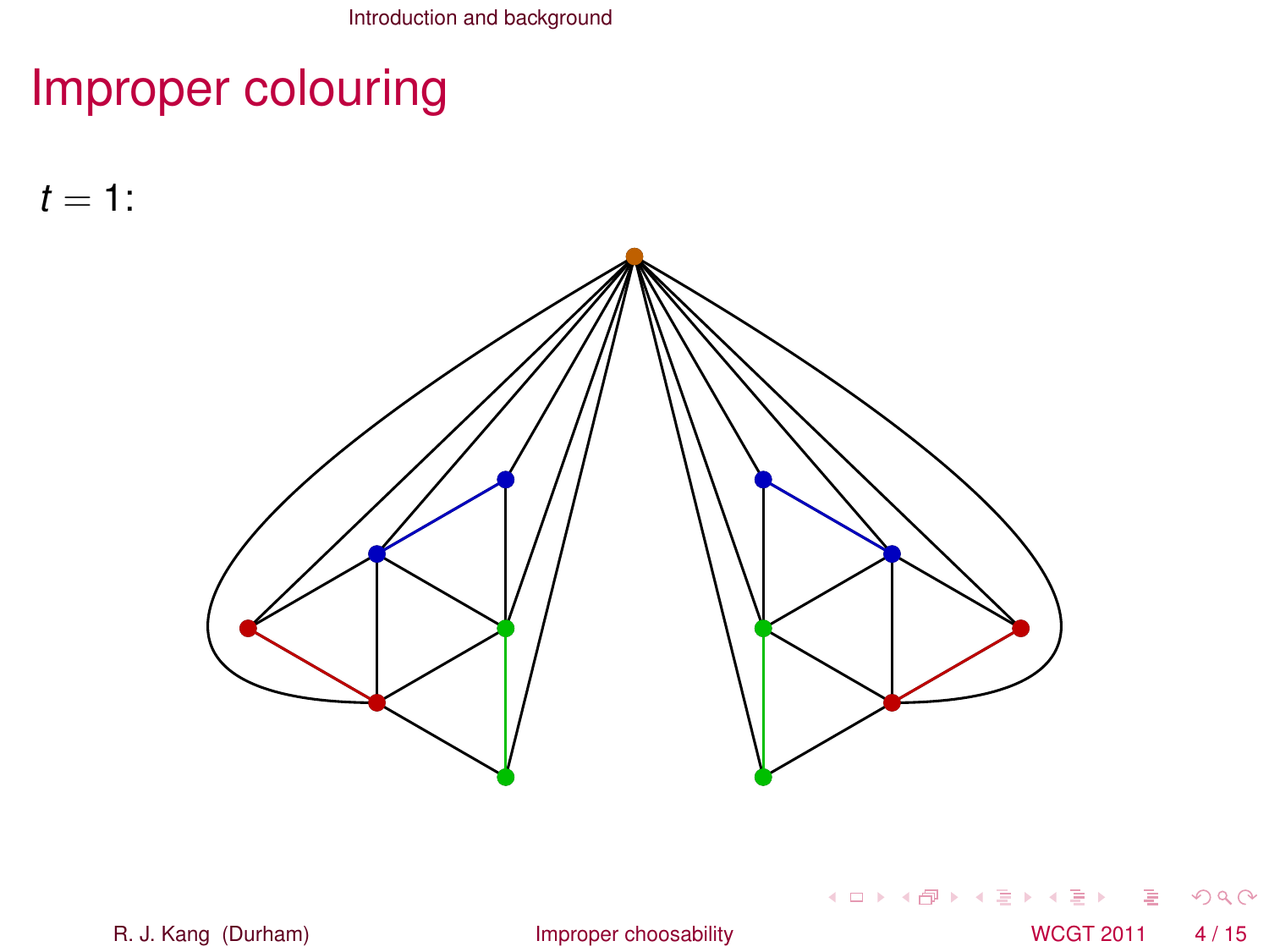# Improper colouring

$t = 1$: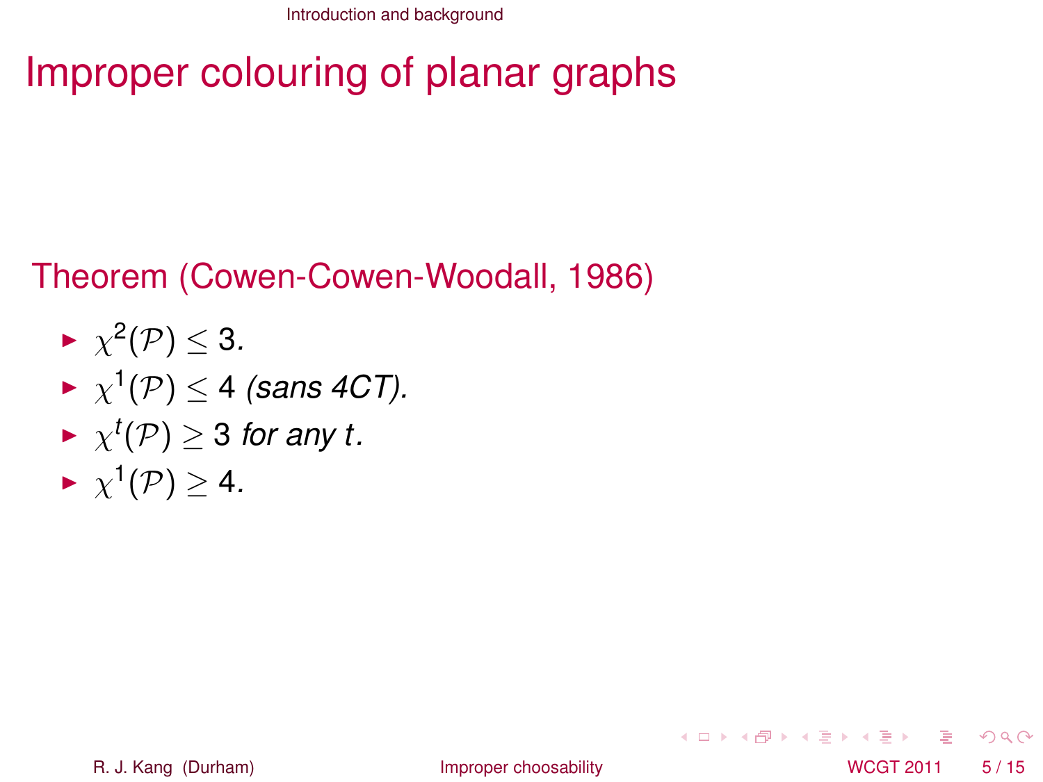# Improper colouring of planar graphs

**Theorem (Cowen-Cowen-Woodall, 1986)**

- $\chi^2(\mathcal{P}) \leq 3$.
- $\chi^1(\mathcal{P}) \leq 4$ *(sans 4CT).*
- $\chi^t(\mathcal{P}) \geq 3$ *for any* $t$.
- $\chi^1(\mathcal{P}) \geq 4$.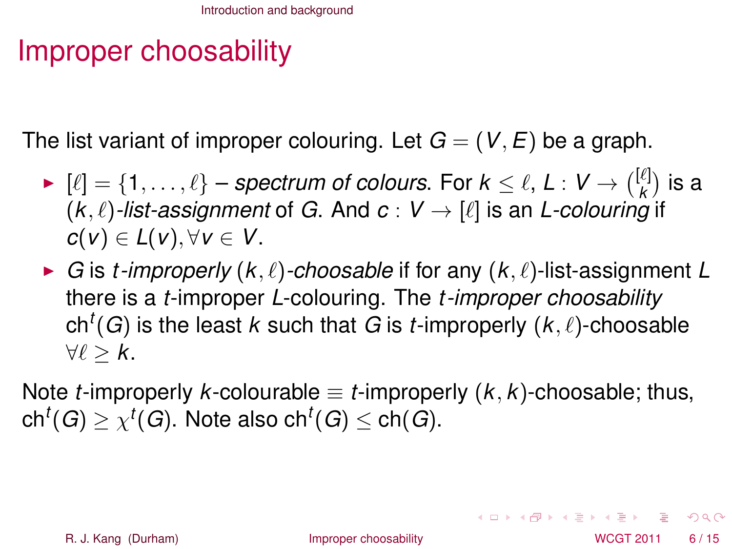# Improper choosability

The list variant of improper colouring. Let $G = (V, E)$ be a graph.

- $[\ell] = \{1, \ldots, \ell\}$ – *spectrum of colours*. For $k \leq \ell$, $L : V \to \binom{[\ell]}{k}$ is a $(k, \ell)$*-list-assignment* of $G$. And $c : V \to [\ell]$ is an $L$*-colouring* if $c(v) \in L(v), \forall v \in V$.
- $G$ is $t$*-improperly* $(k, \ell)$*-choosable* if for any $(k, \ell)$-list-assignment $L$ there is a $t$-improper $L$-colouring. The $t$*-improper choosability* $\text{ch}^t(G)$ is the least $k$ such that $G$ is $t$-improperly $(k, \ell)$-choosable $\forall \ell \geq k$.

Note $t$-improperly $k$-colourable $\equiv$ $t$-improperly $(k, k)$-choosable; thus, $\text{ch}^t(G) \geq \chi^t(G)$. Note also $\text{ch}^t(G) \leq \text{ch}(G)$.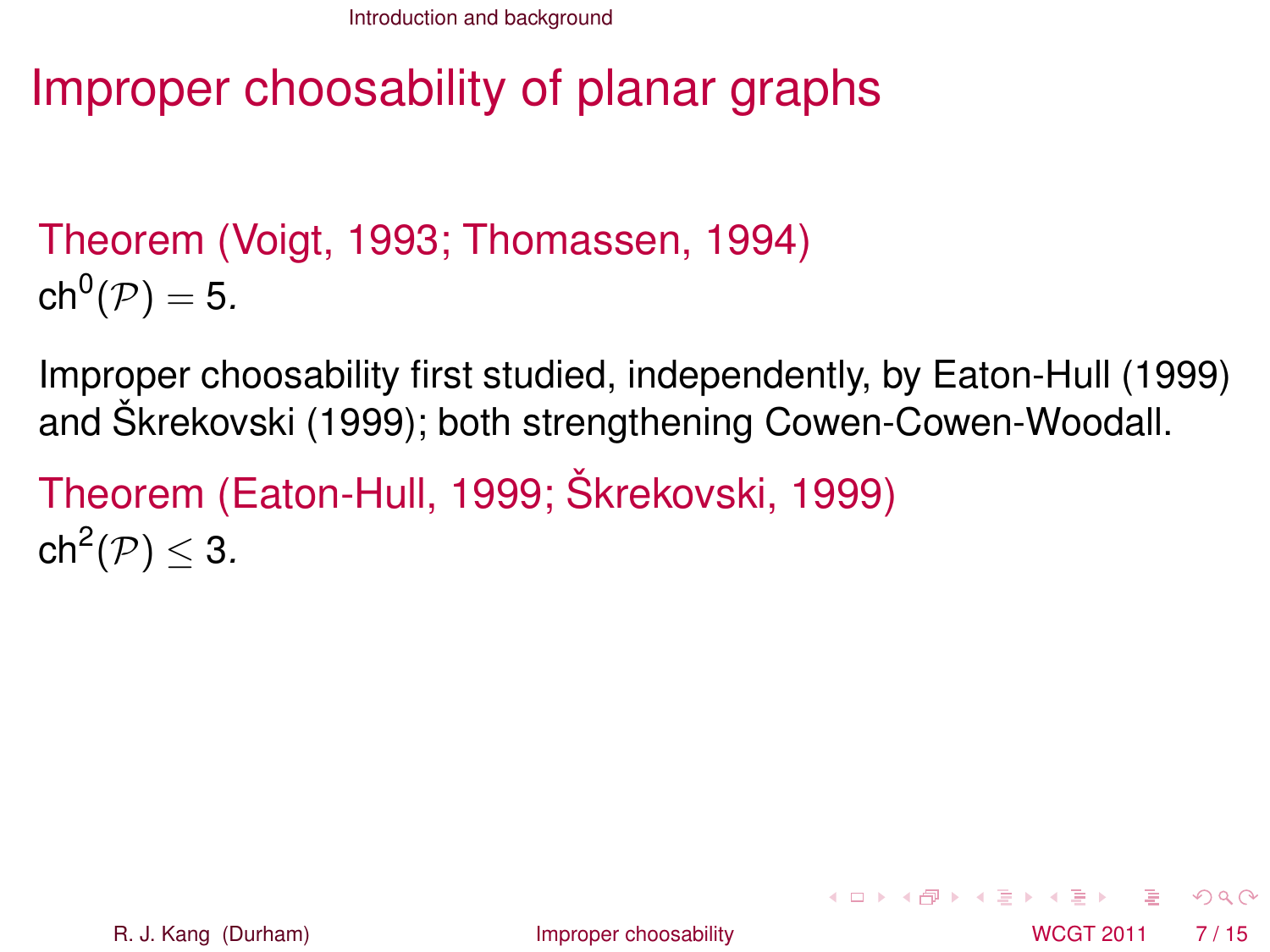# Improper choosability of planar graphs

**Theorem (Voigt, 1993; Thomassen, 1994)**
$\mathrm{ch}^0(\mathcal{P}) = 5$.

Improper choosability first studied, independently, by Eaton-Hull (1999) and Škrekovski (1999); both strengthening Cowen-Cowen-Woodall.

**Theorem (Eaton-Hull, 1999; Škrekovski, 1999)**
$\mathrm{ch}^2(\mathcal{P}) \leq 3$.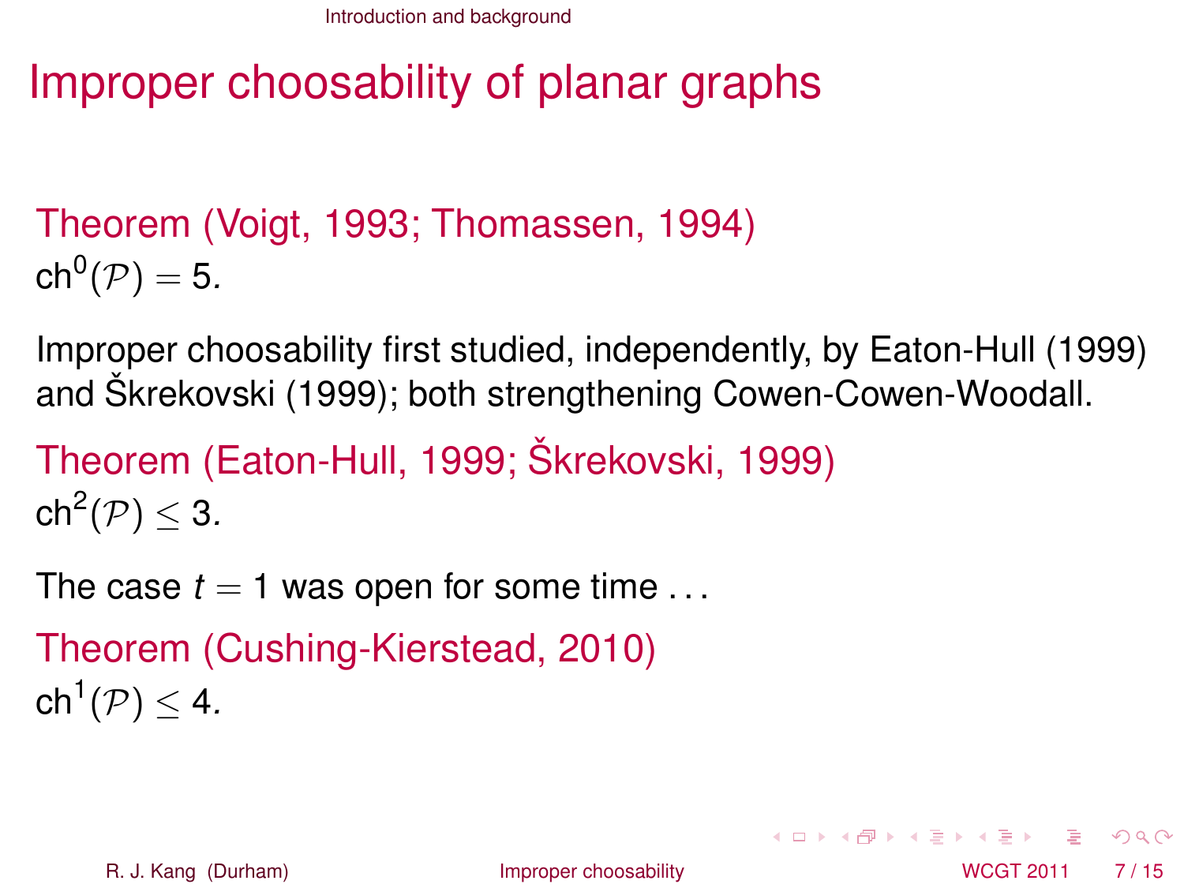# Improper choosability of planar graphs

**Theorem (Voigt, 1993; Thomassen, 1994)**
$\text{ch}^0(\mathcal{P}) = 5$.

Improper choosability first studied, independently, by Eaton-Hull (1999) and Škrekovski (1999); both strengthening Cowen-Cowen-Woodall.

**Theorem (Eaton-Hull, 1999; Škrekovski, 1999)**
$\text{ch}^2(\mathcal{P}) \leq 3$.

The case $t = 1$ was open for some time . . .

**Theorem (Cushing-Kierstead, 2010)**
$\text{ch}^1(\mathcal{P}) \leq 4$.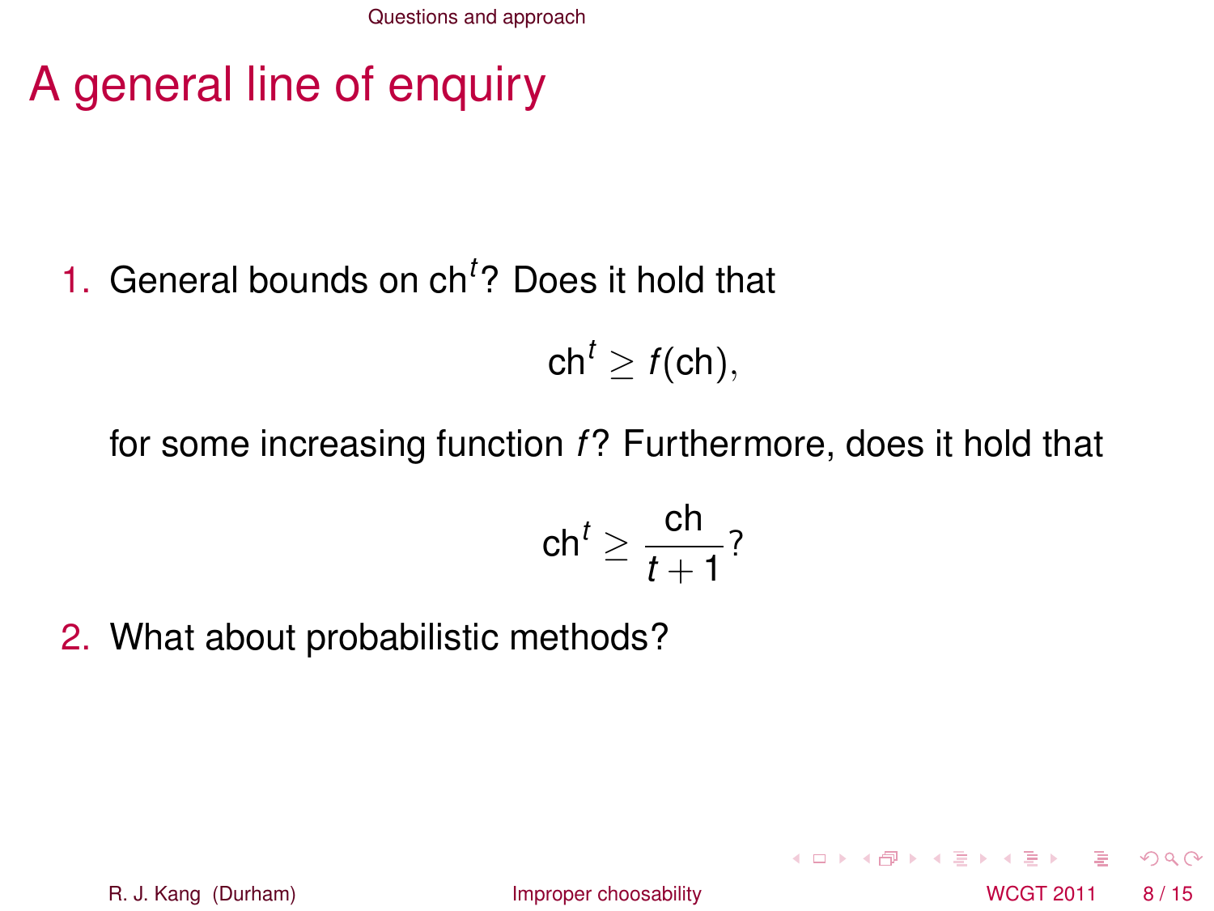# A general line of enquiry

1. General bounds on $\text{ch}^t$? Does it hold that

$$\text{ch}^t \geq f(\text{ch}),$$

for some increasing function $f$? Furthermore, does it hold that

$$\text{ch}^t \geq \frac{\text{ch}}{t+1}?$$

2. What about probabilistic methods?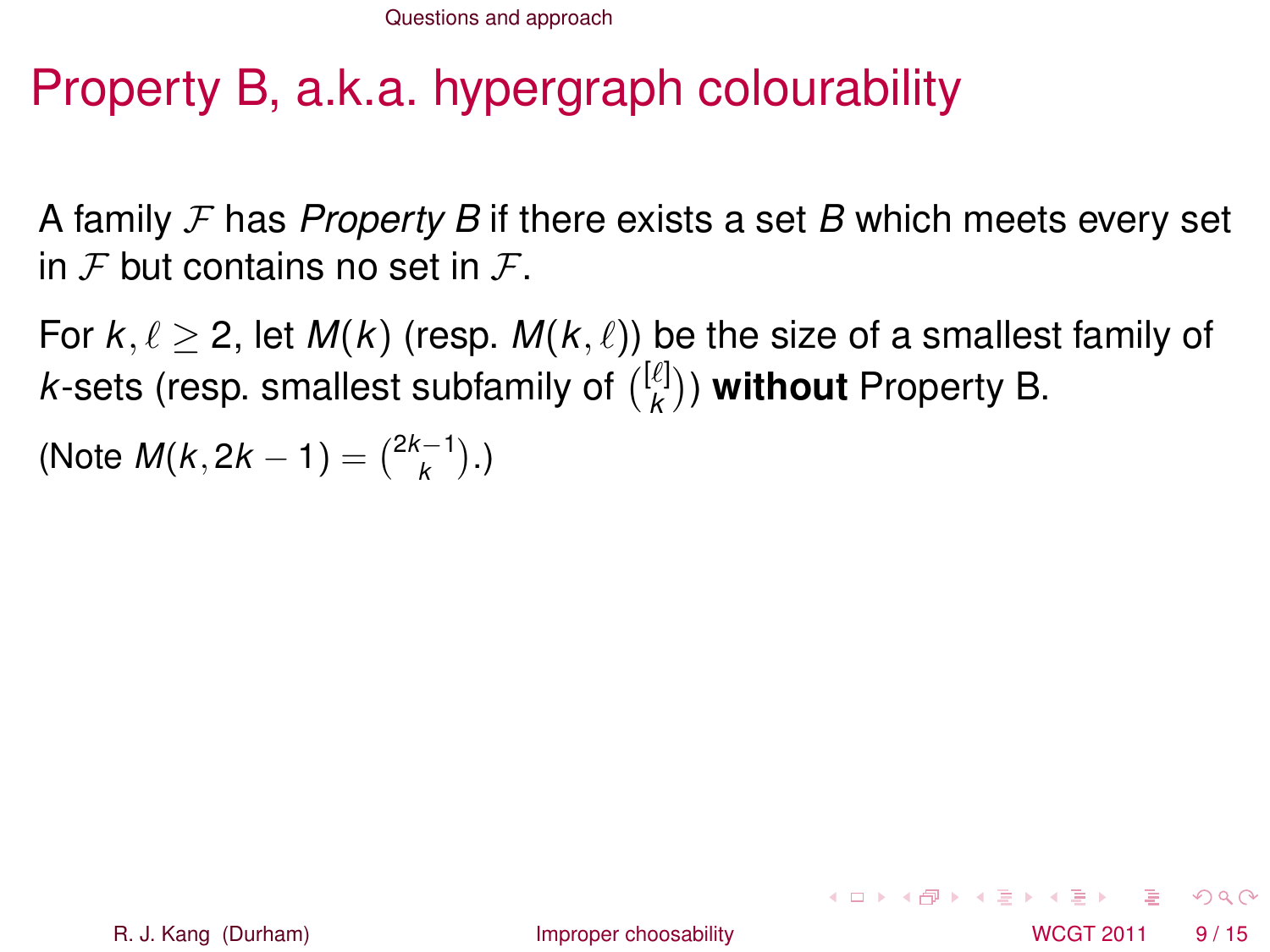# Property B, a.k.a. hypergraph colourability

A family $\mathcal{F}$ has *Property B* if there exists a set $B$ which meets every set in $\mathcal{F}$ but contains no set in $\mathcal{F}$.

For $k, \ell \geq 2$, let $M(k)$ (resp. $M(k, \ell)$) be the size of a smallest family of $k$-sets (resp. smallest subfamily of $\binom{[\ell]}{k}$) **without** Property B.

(Note $M(k, 2k-1) = \binom{2k-1}{k}$.)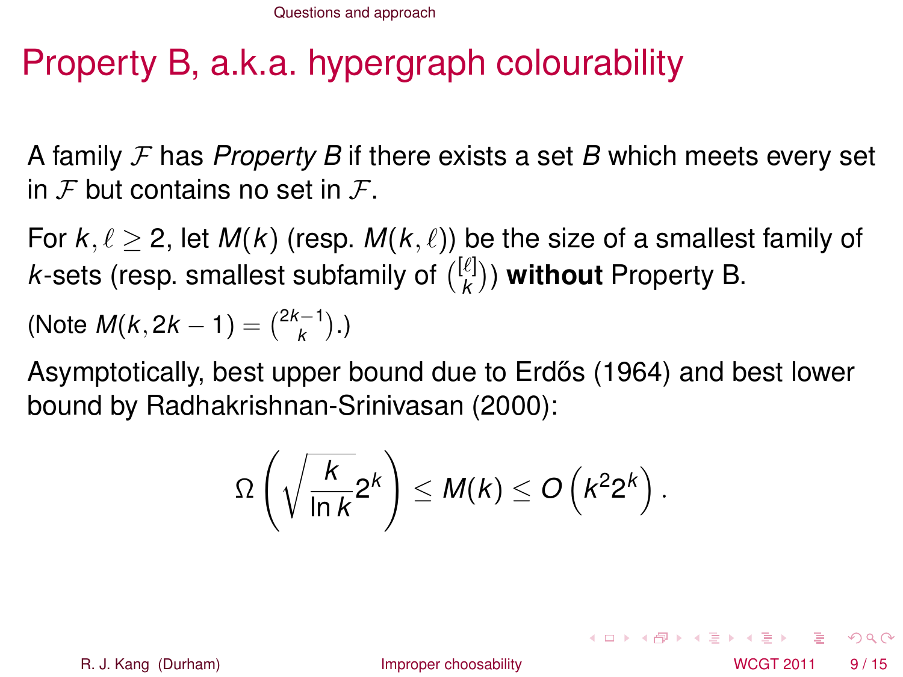# Property B, a.k.a. hypergraph colourability

A family $\mathcal{F}$ has *Property B* if there exists a set $B$ which meets every set in $\mathcal{F}$ but contains no set in $\mathcal{F}$.

For $k, \ell \geq 2$, let $M(k)$ (resp. $M(k, \ell)$) be the size of a smallest family of $k$-sets (resp. smallest subfamily of $\binom{[\ell]}{k}$) **without** Property B.

(Note $M(k, 2k-1) = \binom{2k-1}{k}$.)

Asymptotically, best upper bound due to Erdős (1964) and best lower bound by Radhakrishnan-Srinivasan (2000):

$$\Omega\left(\sqrt{\frac{k}{\ln k}}2^k\right) \leq M(k) \leq O\left(k^2 2^k\right).$$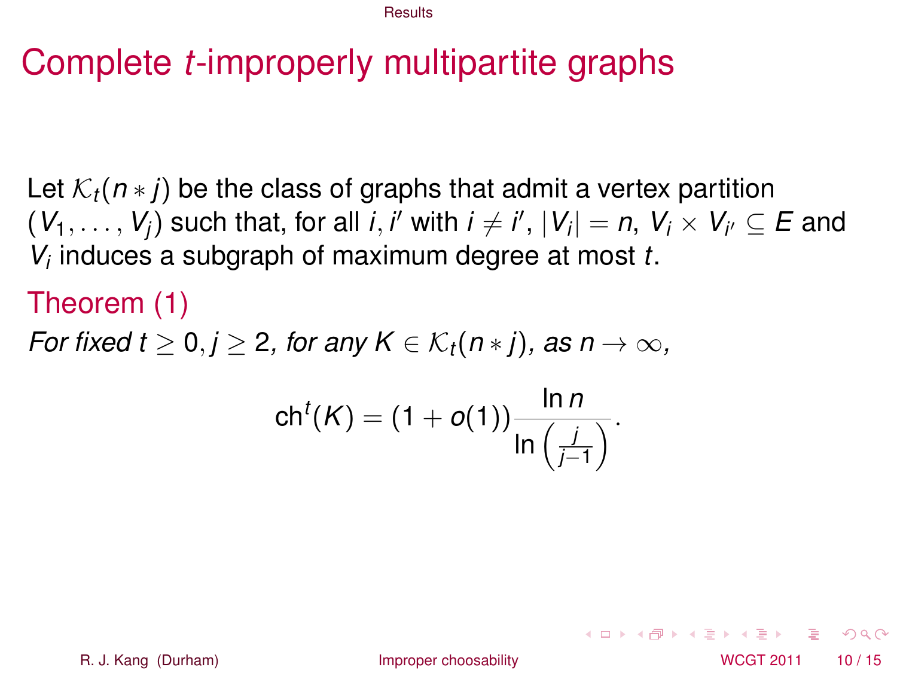# Complete $t$-improperly multipartite graphs

Let $\mathcal{K}_t(n * j)$ be the class of graphs that admit a vertex partition $(V_1, \ldots, V_j)$ such that, for all $i, i'$ with $i \neq i'$, $|V_i| = n$, $V_i \times V_{i'} \subseteq E$ and $V_i$ induces a subgraph of maximum degree at most $t$.

## Theorem (1)

*For fixed $t \geq 0, j \geq 2$, for any $K \in \mathcal{K}_t(n * j)$, as $n \to \infty$,*

$$\text{ch}^t(K) = (1 + o(1)) \frac{\ln n}{\ln \left( \frac{j}{j-1} \right)}.$$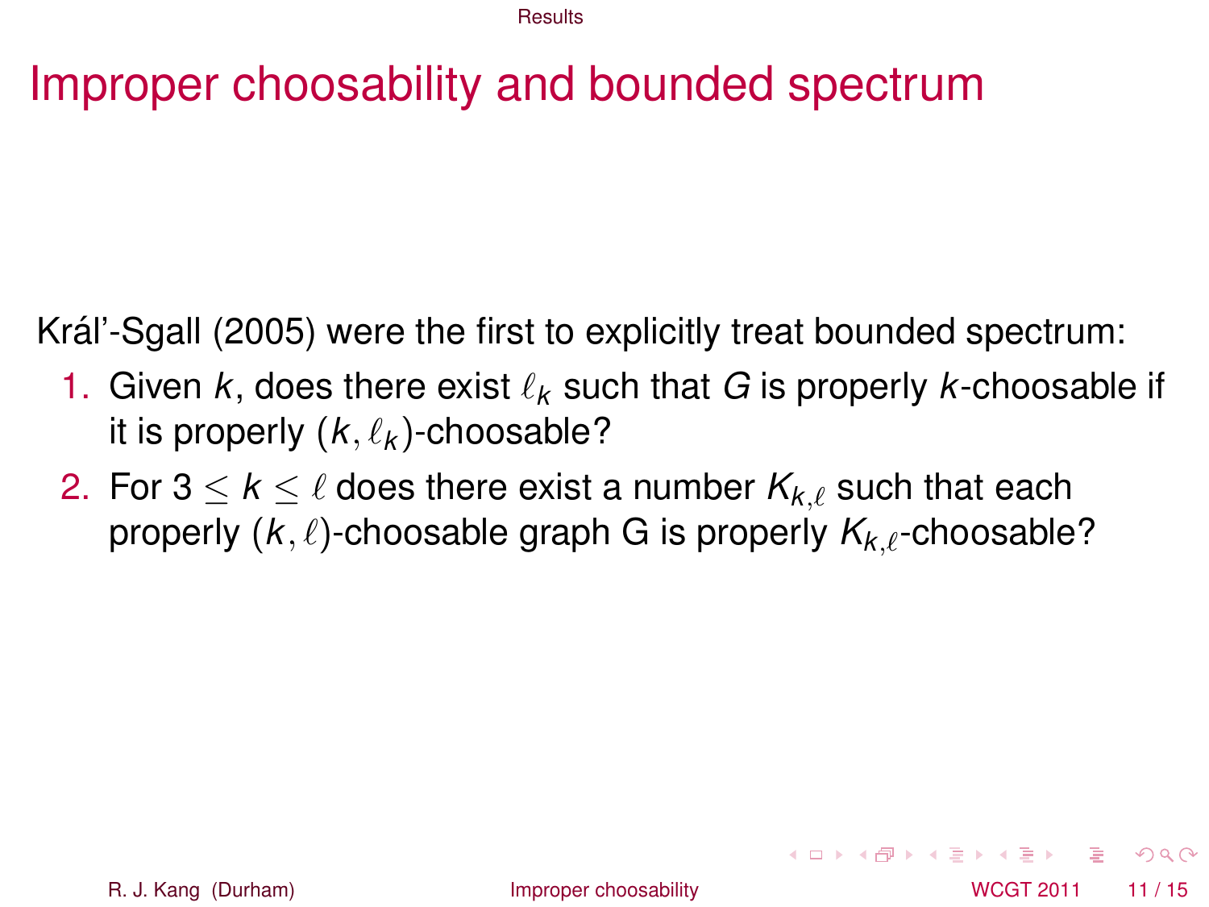# Improper choosability and bounded spectrum

Kráľ-Sgall (2005) were the first to explicitly treat bounded spectrum:

1. Given $k$, does there exist $\ell_k$ such that $G$ is properly $k$-choosable if it is properly $(k, \ell_k)$-choosable?
2. For $3 \leq k \leq \ell$ does there exist a number $K_{k,\ell}$ such that each properly $(k, \ell)$-choosable graph G is properly $K_{k,\ell}$-choosable?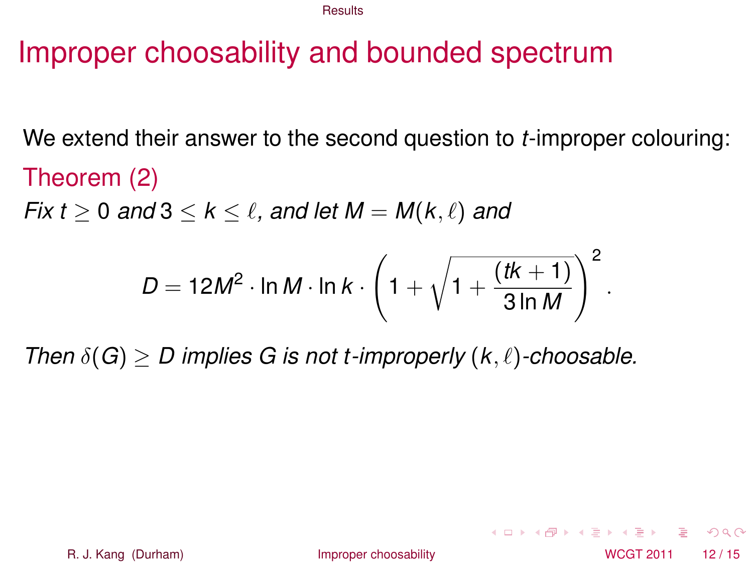# Improper choosability and bounded spectrum

We extend their answer to the second question to $t$-improper colouring:

**Theorem (2)**

*Fix $t \geq 0$ and $3 \leq k \leq \ell$, and let $M = M(k, \ell)$ and*

$$D = 12M^2 \cdot \ln M \cdot \ln k \cdot \left(1 + \sqrt{1 + \frac{(tk+1)}{3\ln M}}\right)^2.$$

*Then $\delta(G) \geq D$ implies $G$ is not $t$-improperly $(k, \ell)$-choosable.*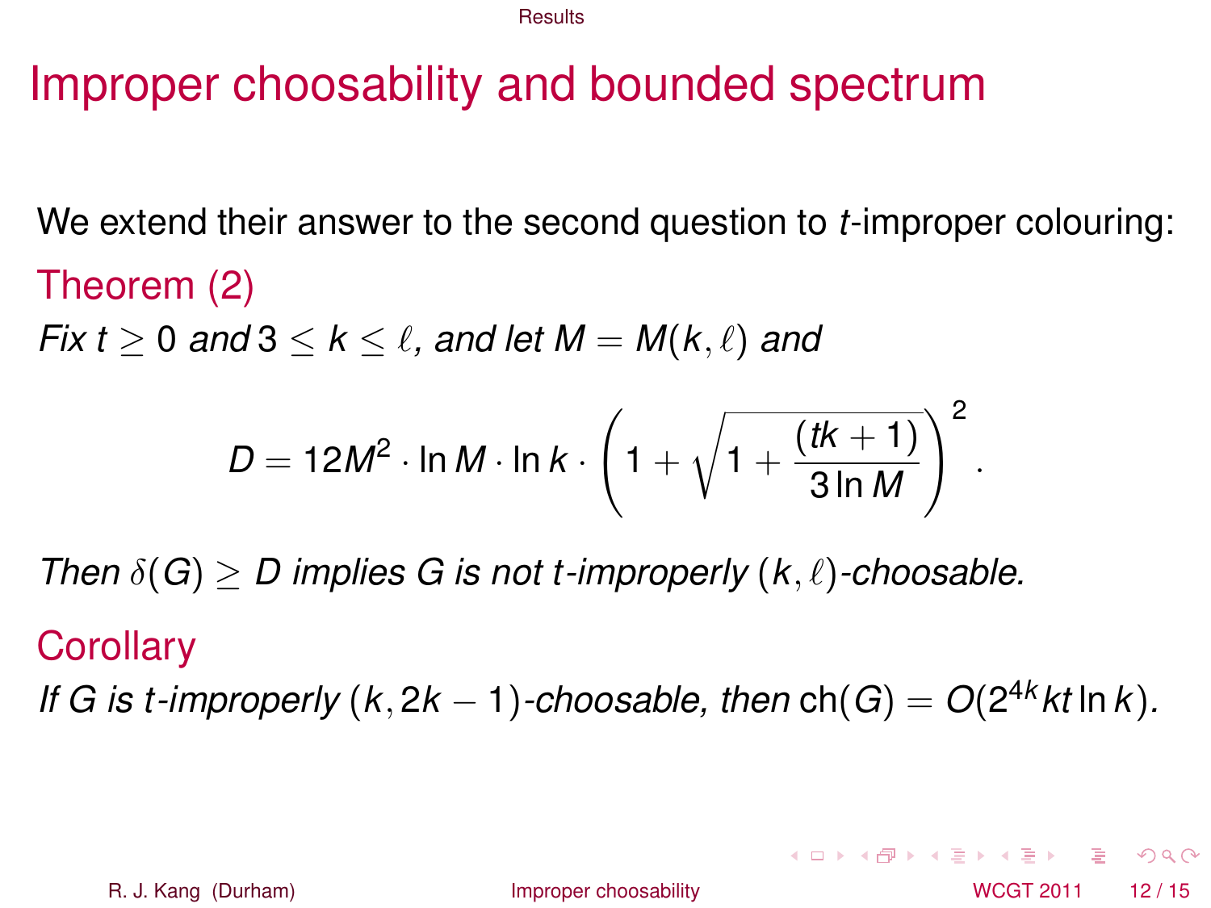# Improper choosability and bounded spectrum

We extend their answer to the second question to $t$-improper colouring:

**Theorem (2)**

*Fix $t \geq 0$ and $3 \leq k \leq \ell$, and let $M = M(k, \ell)$ and*

$$D = 12M^2 \cdot \ln M \cdot \ln k \cdot \left(1 + \sqrt{1 + \frac{(tk+1)}{3 \ln M}}\right)^2.$$

*Then $\delta(G) \geq D$ implies $G$ is not $t$-improperly $(k, \ell)$-choosable.*

**Corollary**

*If $G$ is $t$-improperly $(k, 2k-1)$-choosable, then $\operatorname{ch}(G) = O(2^{4k} kt \ln k)$.*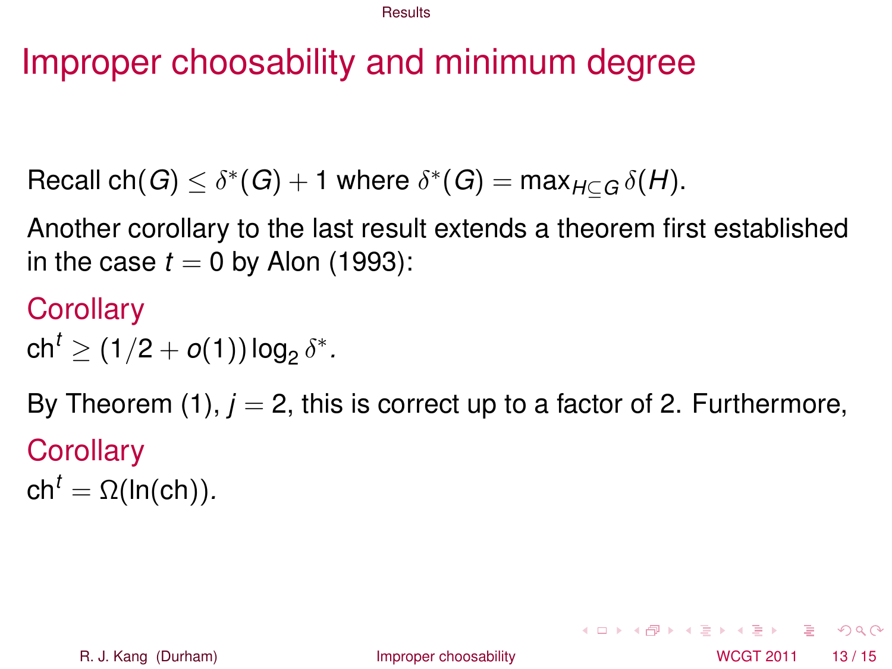# Improper choosability and minimum degree

Recall $\mathrm{ch}(G) \leq \delta^*(G) + 1$ where $\delta^*(G) = \max_{H \subseteq G} \delta(H)$.

Another corollary to the last result extends a theorem first established in the case $t = 0$ by Alon (1993):

**Corollary**

$\mathrm{ch}^t \geq (1/2 + o(1)) \log_2 \delta^*$.

By Theorem (1), $j = 2$, this is correct up to a factor of 2. Furthermore,

**Corollary**

$\mathrm{ch}^t = \Omega(\ln(\mathrm{ch}))$.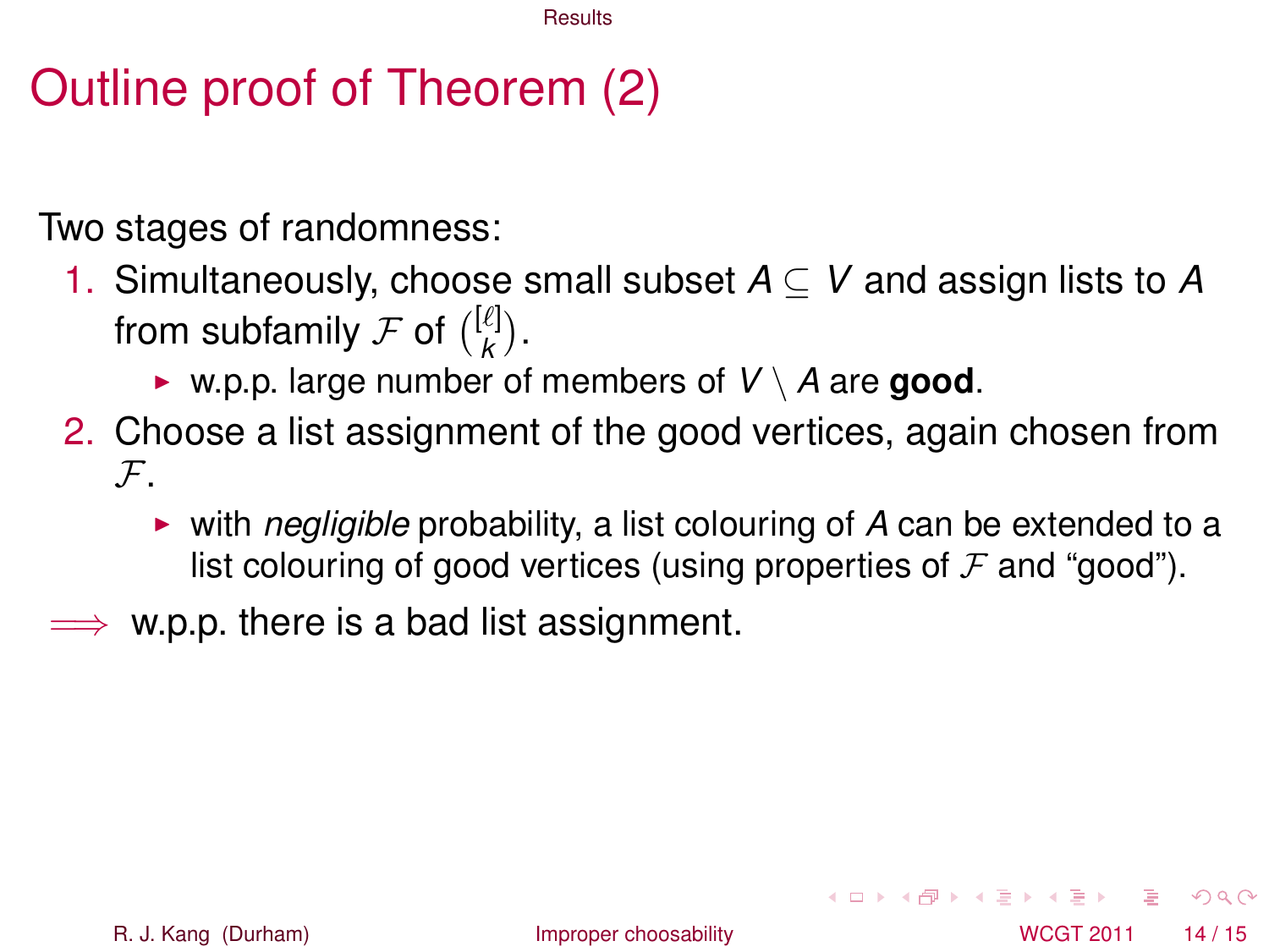# Outline proof of Theorem (2)

Two stages of randomness:

1. Simultaneously, choose small subset $A \subseteq V$ and assign lists to $A$ from subfamily $\mathcal{F}$ of $\binom{[\ell]}{k}$.
   - w.p.p. large number of members of $V \setminus A$ are **good**.
2. Choose a list assignment of the good vertices, again chosen from $\mathcal{F}$.
   - with *negligible* probability, a list colouring of $A$ can be extended to a list colouring of good vertices (using properties of $\mathcal{F}$ and "good").

$\implies$ w.p.p. there is a bad list assignment.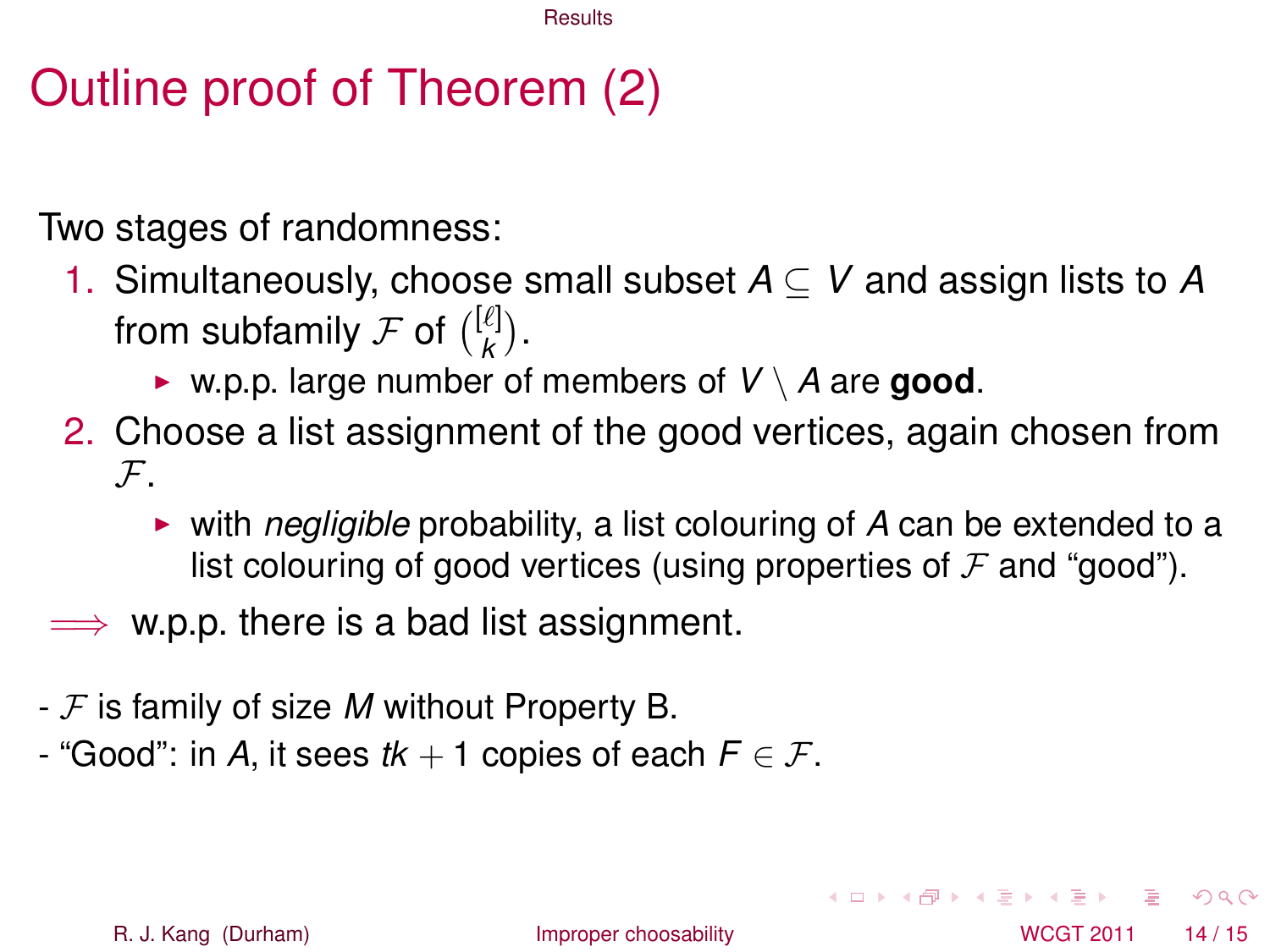# Outline proof of Theorem (2)

Two stages of randomness:

1. Simultaneously, choose small subset $A \subseteq V$ and assign lists to $A$ from subfamily $\mathcal{F}$ of $\binom{[\ell]}{k}$.
   - w.p.p. large number of members of $V \setminus A$ are **good**.
2. Choose a list assignment of the good vertices, again chosen from $\mathcal{F}$.
   - with *negligible* probability, a list colouring of $A$ can be extended to a list colouring of good vertices (using properties of $\mathcal{F}$ and "good").

$\implies$ w.p.p. there is a bad list assignment.

- $\mathcal{F}$ is family of size $M$ without Property B.
- "Good": in $A$, it sees $tk + 1$ copies of each $F \in \mathcal{F}$.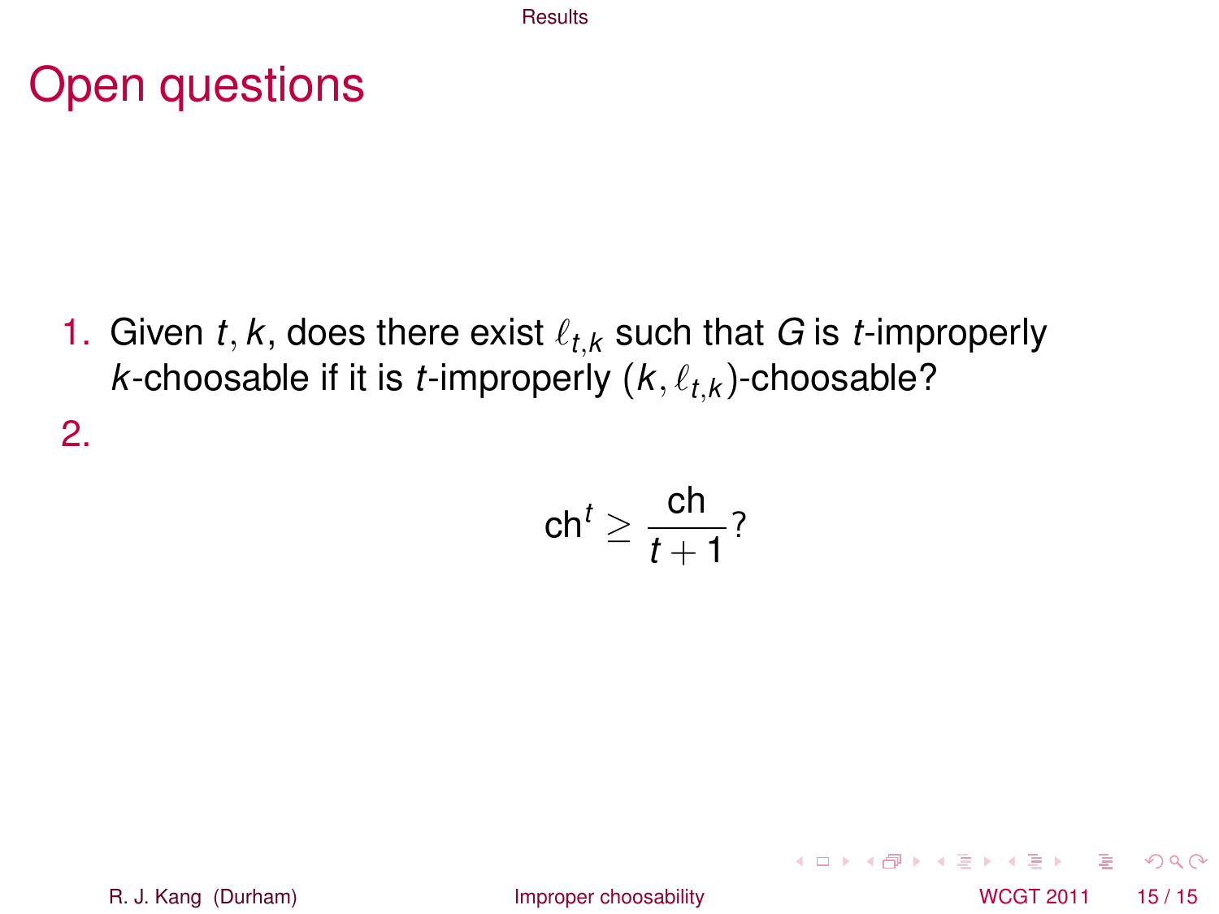# Open questions

1. Given $t, k$, does there exist $\ell_{t,k}$ such that $G$ is $t$-improperly $k$-choosable if it is $t$-improperly $(k, \ell_{t,k})$-choosable?
2. $$\mathrm{ch}^t \geq \frac{\mathrm{ch}}{t+1}?$$